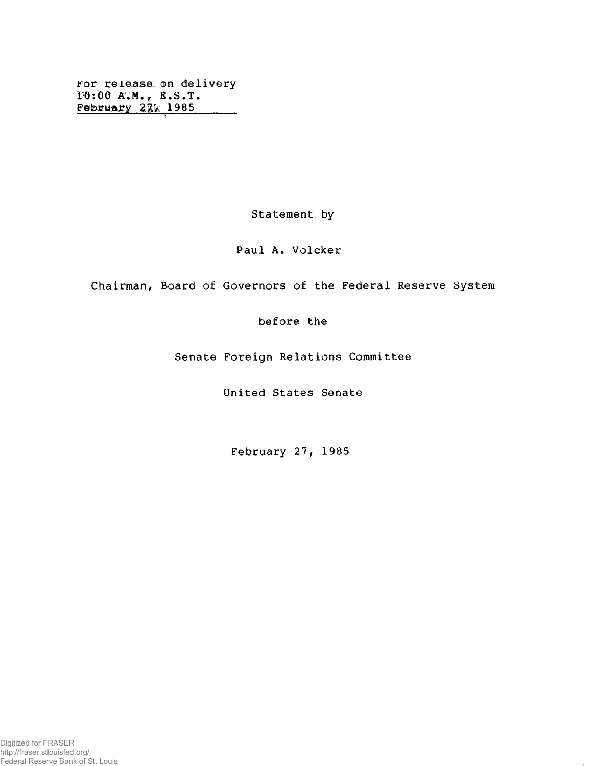For release on delivery
10:00 A.M., E.S.T.
February 27, 1985

Statement by

Paul A. Volcker

Chairman, Board of Governors of the Federal Reserve System

before the

Senate Foreign Relations Committee

United States Senate

February 27, 1985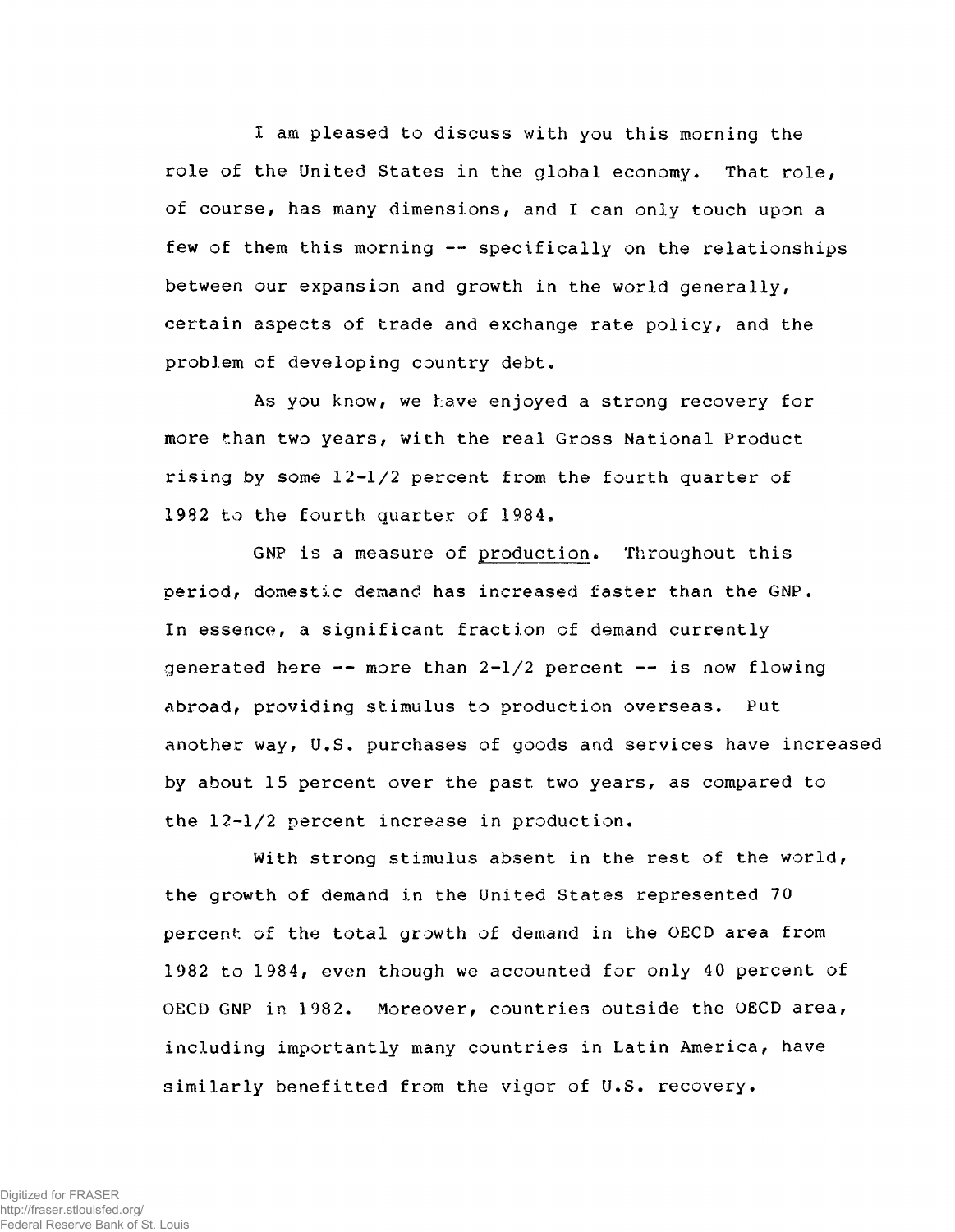I am pleased to discuss with you this morning the role of the United States in the global economy. That role, of course, has many dimensions, and I can only touch upon a few of them this morning -- specifically on the relationships between our expansion and growth in the world generally, certain aspects of trade and exchange rate policy, and the problem of developing country debt.

As you know, we have enjoyed a strong recovery for more than two years, with the real Gross National Product rising by some 12-1/2 percent from the fourth quarter of 1982 to the fourth quarter of 1984.

GNP is a measure of <u>production</u>. Throughout this period, domestic demand has increased faster than the GNP. In essence, a significant fraction of demand currently generated here -- more than 2-1/2 percent -- is now flowing abroad, providing stimulus to production overseas. Put another way, U.S. purchases of goods and services have increased by about 15 percent over the past two years, as compared to the 12-1/2 percent increase in production.

With strong stimulus absent in the rest of the world, the growth of demand in the United States represented 70 percent of the total growth of demand in the OECD area from 1982 to 1984, even though we accounted for only 40 percent of OECD GNP in 1982. Moreover, countries outside the OECD area, including importantly many countries in Latin America, have similarly benefitted from the vigor of U.S. recovery.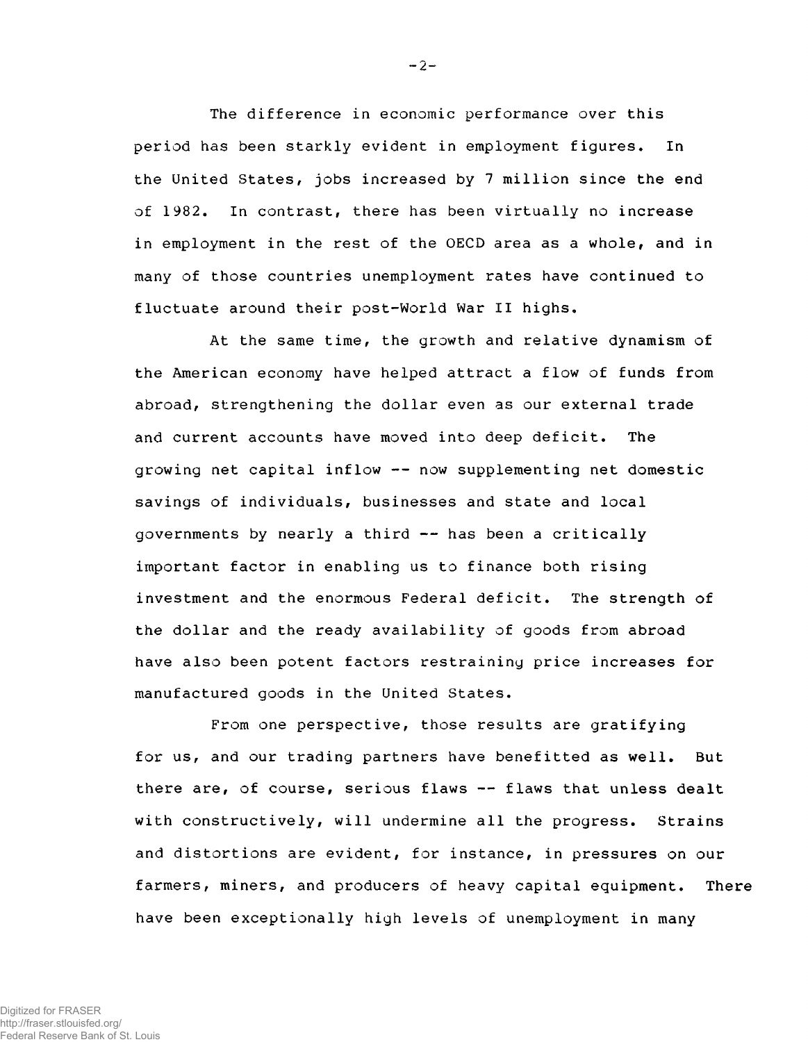The difference in economic performance over this period has been starkly evident in employment figures. In the United States, jobs increased by 7 million since the end of 1982. In contrast, there has been virtually no increase in employment in the rest of the OECD area as a whole, and in many of those countries unemployment rates have continued to fluctuate around their post-World War II highs.

At the same time, the growth and relative dynamism of the American economy have helped attract a flow of funds from abroad, strengthening the dollar even as our external trade and current accounts have moved into deep deficit. The growing net capital inflow -- now supplementing net domestic savings of individuals, businesses and state and local governments by nearly a third -- has been a critically important factor in enabling us to finance both rising investment and the enormous Federal deficit. The strength of the dollar and the ready availability of goods from abroad have also been potent factors restraining price increases for manufactured goods in the United States.

From one perspective, those results are gratifying for us, and our trading partners have benefitted as well. But there are, of course, serious flaws -- flaws that unless dealt with constructively, will undermine all the progress. Strains and distortions are evident, for instance, in pressures on our farmers, miners, and producers of heavy capital equipment. There have been exceptionally high levels of unemployment in many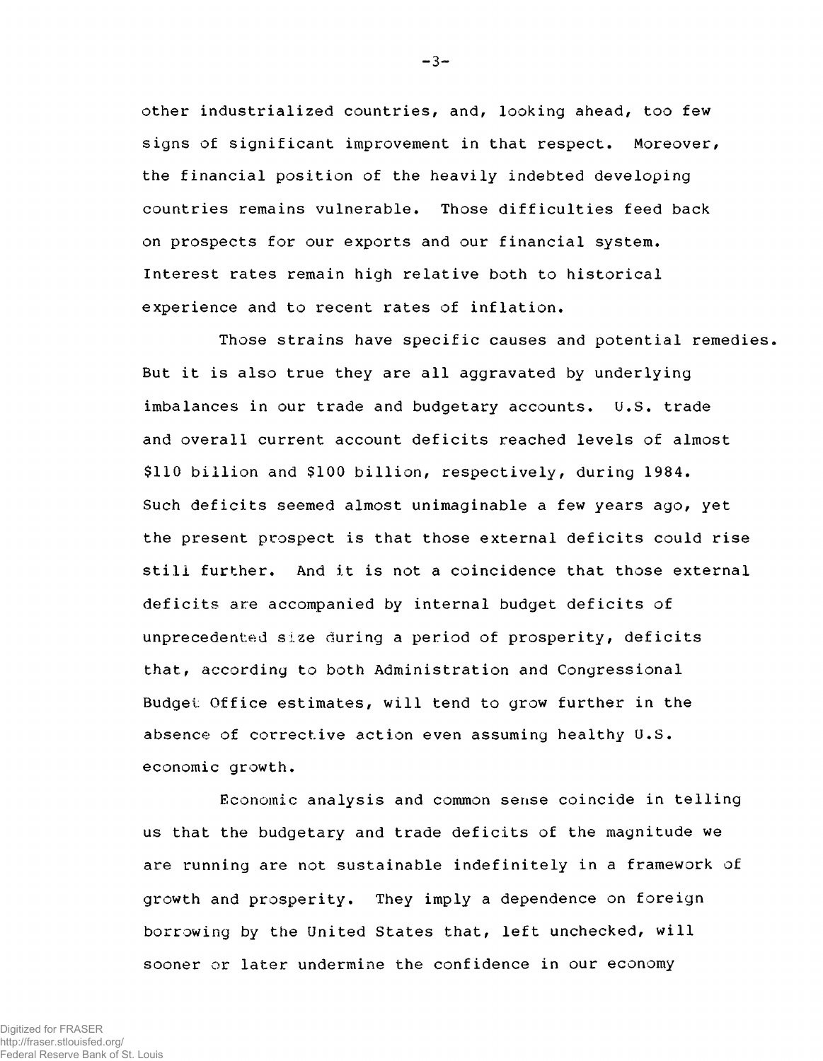other industrialized countries, and, looking ahead, too few signs of significant improvement in that respect. Moreover, the financial position of the heavily indebted developing countries remains vulnerable. Those difficulties feed back on prospects for our exports and our financial system. Interest rates remain high relative both to historical experience and to recent rates of inflation.

Those strains have specific causes and potential remedies. But it is also true they are all aggravated by underlying imbalances in our trade and budgetary accounts. U.S. trade and overall current account deficits reached levels of almost $110 billion and $100 billion, respectively, during 1984. Such deficits seemed almost unimaginable a few years ago, yet the present prospect is that those external deficits could rise still further. And it is not a coincidence that those external deficits are accompanied by internal budget deficits of unprecedented size during a period of prosperity, deficits that, according to both Administration and Congressional Budget Office estimates, will tend to grow further in the absence of corrective action even assuming healthy U.S. economic growth.

Economic analysis and common sense coincide in telling us that the budgetary and trade deficits of the magnitude we are running are not sustainable indefinitely in a framework of growth and prosperity. They imply a dependence on foreign borrowing by the United States that, left unchecked, will sooner or later undermine the confidence in our economy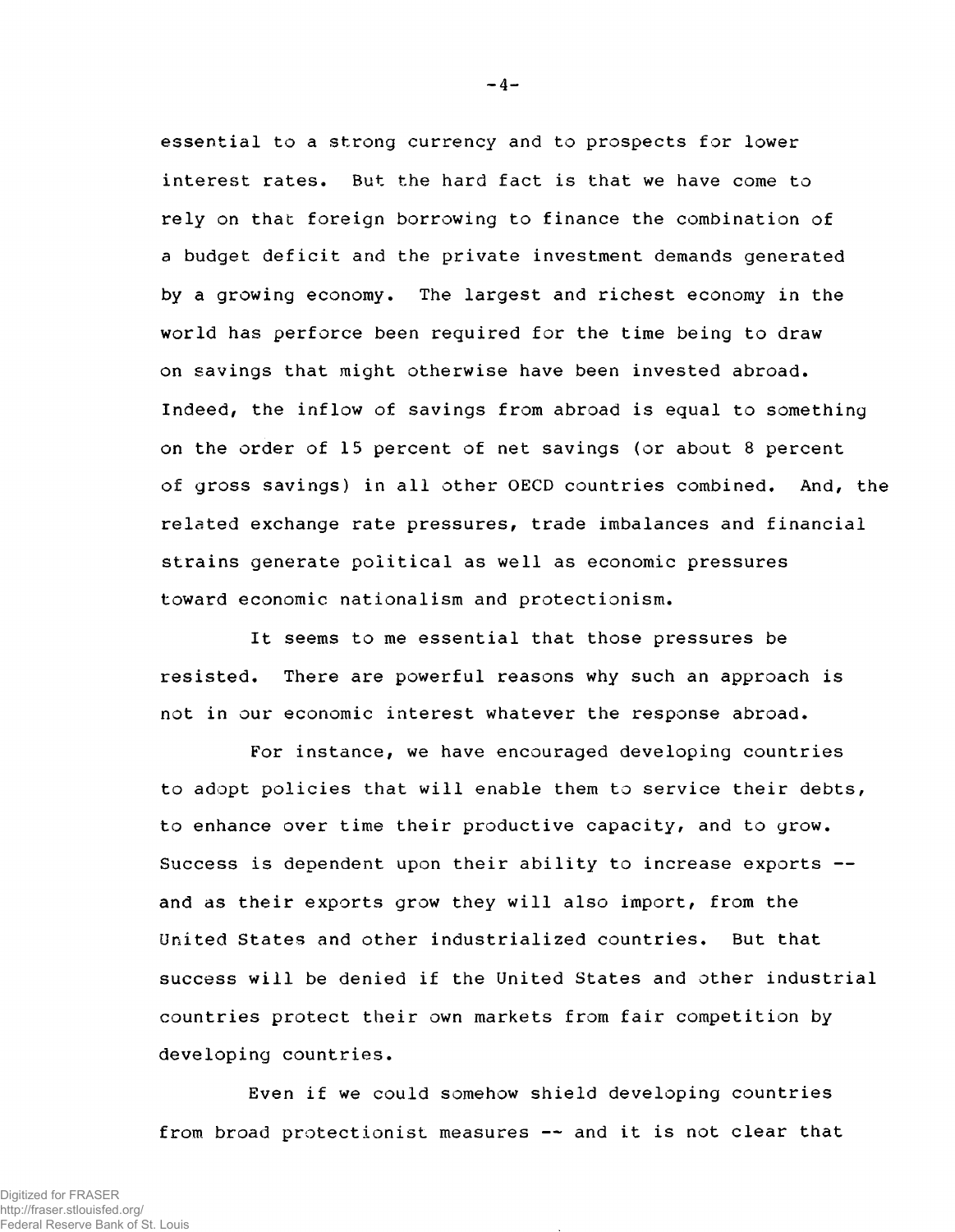essential to a strong currency and to prospects for lower interest rates. But the hard fact is that we have come to rely on that foreign borrowing to finance the combination of a budget deficit and the private investment demands generated by a growing economy. The largest and richest economy in the world has perforce been required for the time being to draw on savings that might otherwise have been invested abroad. Indeed, the inflow of savings from abroad is equal to something on the order of 15 percent of net savings (or about 8 percent of gross savings) in all other OECD countries combined. And, the related exchange rate pressures, trade imbalances and financial strains generate political as well as economic pressures toward economic nationalism and protectionism.

It seems to me essential that those pressures be resisted. There are powerful reasons why such an approach is not in our economic interest whatever the response abroad.

For instance, we have encouraged developing countries to adopt policies that will enable them to service their debts, to enhance over time their productive capacity, and to grow. Success is dependent upon their ability to increase exports -- and as their exports grow they will also import, from the United States and other industrialized countries. But that success will be denied if the United States and other industrial countries protect their own markets from fair competition by developing countries.

Even if we could somehow shield developing countries from broad protectionist measures -- and it is not clear that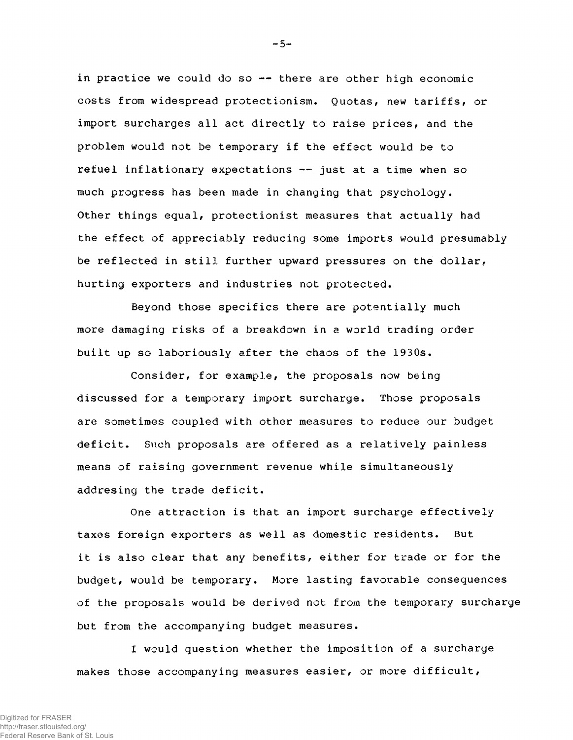in practice we could do so -- there are other high economic costs from widespread protectionism. Quotas, new tariffs, or import surcharges all act directly to raise prices, and the problem would not be temporary if the effect would be to refuel inflationary expectations -- just at a time when so much progress has been made in changing that psychology. Other things equal, protectionist measures that actually had the effect of appreciably reducing some imports would presumably be reflected in still further upward pressures on the dollar, hurting exporters and industries not protected.

Beyond those specifics there are potentially much more damaging risks of a breakdown in a world trading order built up so laboriously after the chaos of the 1930s.

Consider, for example, the proposals now being discussed for a temporary import surcharge. Those proposals are sometimes coupled with other measures to reduce our budget deficit. Such proposals are offered as a relatively painless means of raising government revenue while simultaneously addresing the trade deficit.

One attraction is that an import surcharge effectively taxes foreign exporters as well as domestic residents. But it is also clear that any benefits, either for trade or for the budget, would be temporary. More lasting favorable consequences of the proposals would be derived not from the temporary surcharge but from the accompanying budget measures.

I would question whether the imposition of a surcharge makes those accompanying measures easier, or more difficult,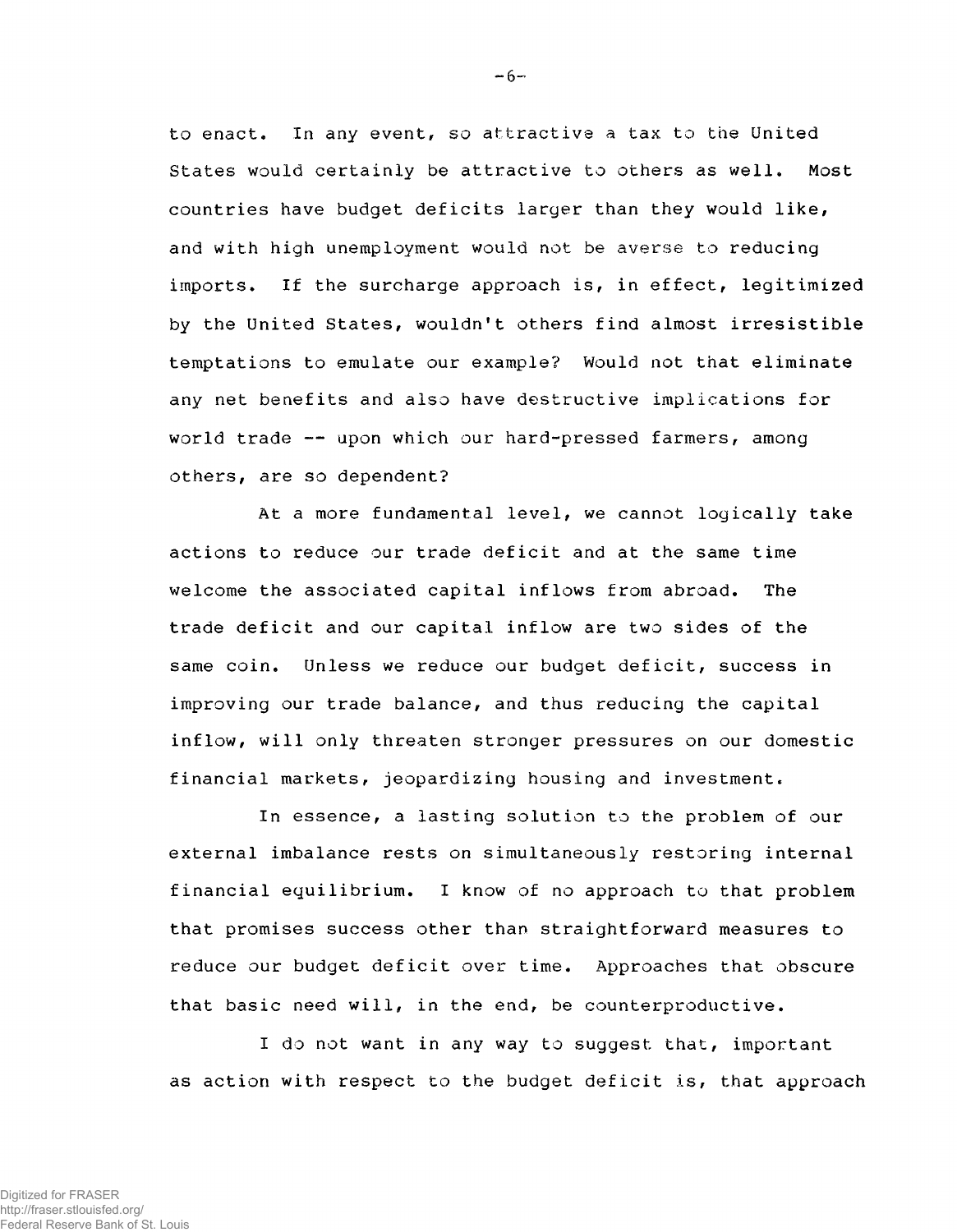to enact. In any event, so attractive a tax to the United States would certainly be attractive to others as well. Most countries have budget deficits larger than they would like, and with high unemployment would not be averse to reducing imports. If the surcharge approach is, in effect, legitimized by the United States, wouldn't others find almost irresistible temptations to emulate our example? Would not that eliminate any net benefits and also have destructive implications for world trade -- upon which our hard-pressed farmers, among others, are so dependent?

At a more fundamental level, we cannot logically take actions to reduce our trade deficit and at the same time welcome the associated capital inflows from abroad. The trade deficit and our capital inflow are two sides of the same coin. Unless we reduce our budget deficit, success in improving our trade balance, and thus reducing the capital inflow, will only threaten stronger pressures on our domestic financial markets, jeopardizing housing and investment.

In essence, a lasting solution to the problem of our external imbalance rests on simultaneously restoring internal financial equilibrium. I know of no approach to that problem that promises success other than straightforward measures to reduce our budget deficit over time. Approaches that obscure that basic need will, in the end, be counterproductive.

I do not want in any way to suggest that, important as action with respect to the budget deficit is, that approach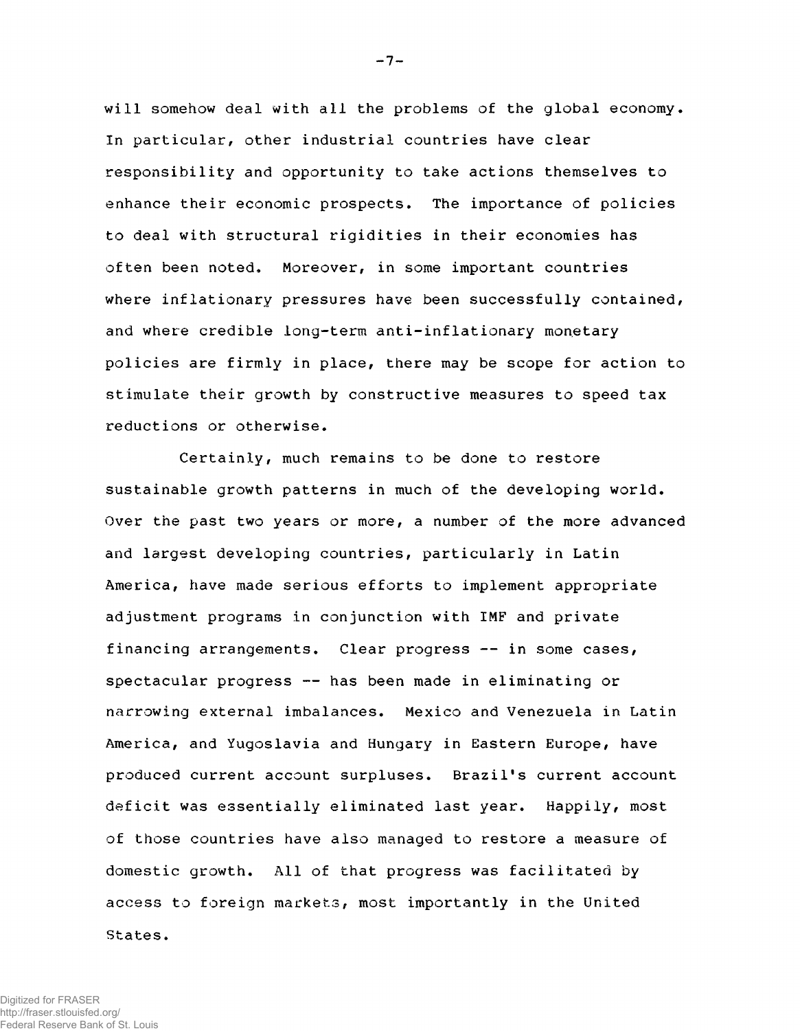will somehow deal with all the problems of the global economy. In particular, other industrial countries have clear responsibility and opportunity to take actions themselves to enhance their economic prospects. The importance of policies to deal with structural rigidities in their economies has often been noted. Moreover, in some important countries where inflationary pressures have been successfully contained, and where credible long-term anti-inflationary monetary policies are firmly in place, there may be scope for action to stimulate their growth by constructive measures to speed tax reductions or otherwise.

Certainly, much remains to be done to restore sustainable growth patterns in much of the developing world. Over the past two years or more, a number of the more advanced and largest developing countries, particularly in Latin America, have made serious efforts to implement appropriate adjustment programs in conjunction with IMF and private financing arrangements. Clear progress -- in some cases, spectacular progress -- has been made in eliminating or narrowing external imbalances. Mexico and Venezuela in Latin America, and Yugoslavia and Hungary in Eastern Europe, have produced current account surpluses. Brazil's current account deficit was essentially eliminated last year. Happily, most of those countries have also managed to restore a measure of domestic growth. All of that progress was facilitated by access to foreign markets, most importantly in the United States.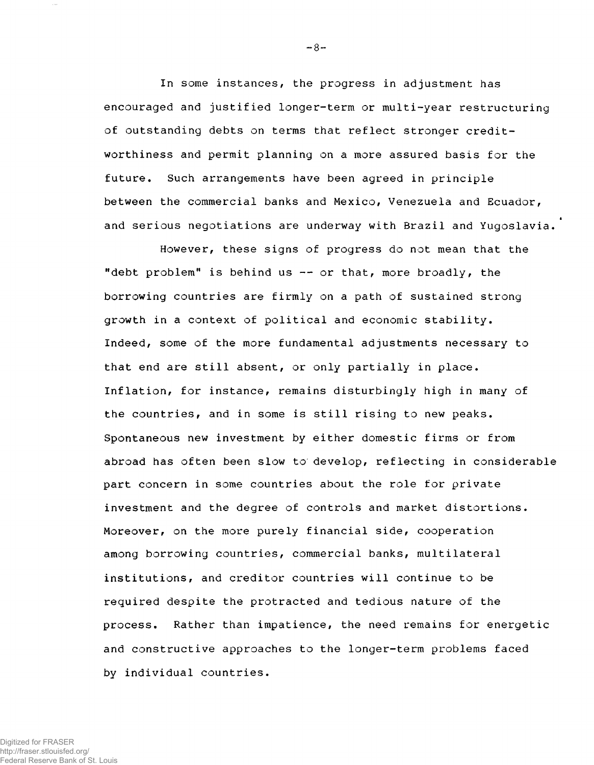In some instances, the progress in adjustment has encouraged and justified longer-term or multi-year restructuring of outstanding debts on terms that reflect stronger creditworthiness and permit planning on a more assured basis for the future. Such arrangements have been agreed in principle between the commercial banks and Mexico, Venezuela and Ecuador, and serious negotiations are underway with Brazil and Yugoslavia.

However, these signs of progress do not mean that the "debt problem" is behind us -- or that, more broadly, the borrowing countries are firmly on a path of sustained strong growth in a context of political and economic stability. Indeed, some of the more fundamental adjustments necessary to that end are still absent, or only partially in place. Inflation, for instance, remains disturbingly high in many of the countries, and in some is still rising to new peaks. Spontaneous new investment by either domestic firms or from abroad has often been slow to develop, reflecting in considerable part concern in some countries about the role for private investment and the degree of controls and market distortions. Moreover, on the more purely financial side, cooperation among borrowing countries, commercial banks, multilateral institutions, and creditor countries will continue to be required despite the protracted and tedious nature of the process. Rather than impatience, the need remains for energetic and constructive approaches to the longer-term problems faced by individual countries.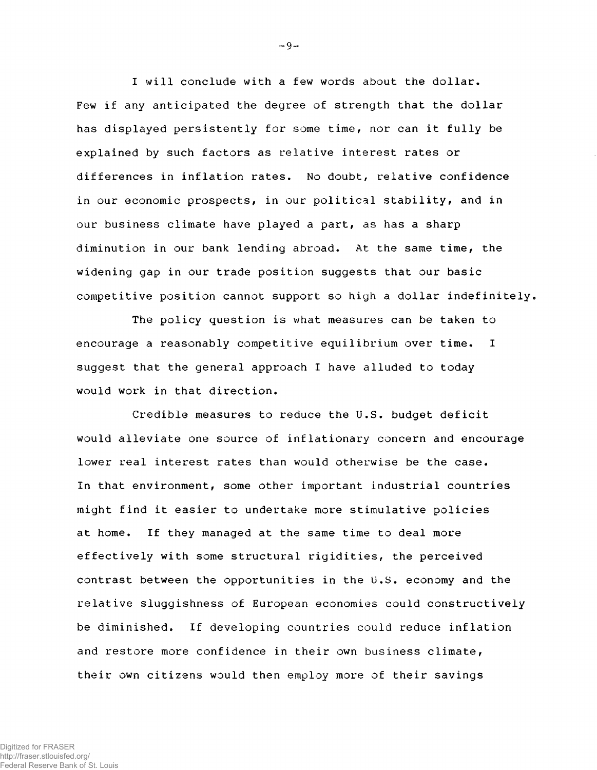I will conclude with a few words about the dollar. Few if any anticipated the degree of strength that the dollar has displayed persistently for some time, nor can it fully be explained by such factors as relative interest rates or differences in inflation rates. No doubt, relative confidence in our economic prospects, in our political stability, and in our business climate have played a part, as has a sharp diminution in our bank lending abroad. At the same time, the widening gap in our trade position suggests that our basic competitive position cannot support so high a dollar indefinitely.

The policy question is what measures can be taken to encourage a reasonably competitive equilibrium over time. I suggest that the general approach I have alluded to today would work in that direction.

Credible measures to reduce the U.S. budget deficit would alleviate one source of inflationary concern and encourage lower real interest rates than would otherwise be the case. In that environment, some other important industrial countries might find it easier to undertake more stimulative policies at home. If they managed at the same time to deal more effectively with some structural rigidities, the perceived contrast between the opportunities in the U.S. economy and the relative sluggishness of European economies could constructively be diminished. If developing countries could reduce inflation and restore more confidence in their own business climate, their own citizens would then employ more of their savings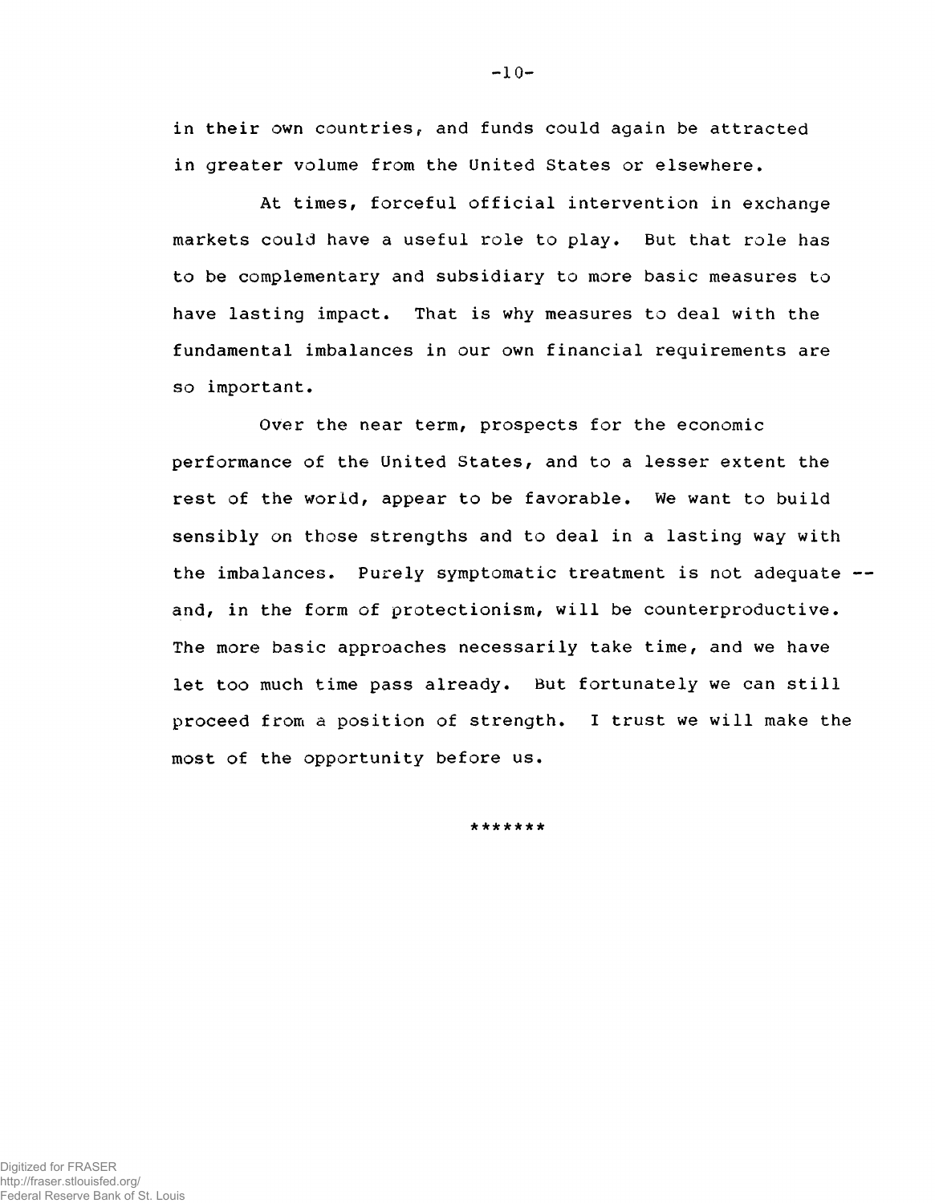in their own countries, and funds could again be attracted in greater volume from the United States or elsewhere.

At times, forceful official intervention in exchange markets could have a useful role to play. But that role has to be complementary and subsidiary to more basic measures to have lasting impact. That is why measures to deal with the fundamental imbalances in our own financial requirements are so important.

Over the near term, prospects for the economic performance of the United States, and to a lesser extent the rest of the world, appear to be favorable. We want to build sensibly on those strengths and to deal in a lasting way with the imbalances. Purely symptomatic treatment is not adequate -- and, in the form of protectionism, will be counterproductive. The more basic approaches necessarily take time, and we have let too much time pass already. But fortunately we can still proceed from a position of strength. I trust we will make the most of the opportunity before us.

*******